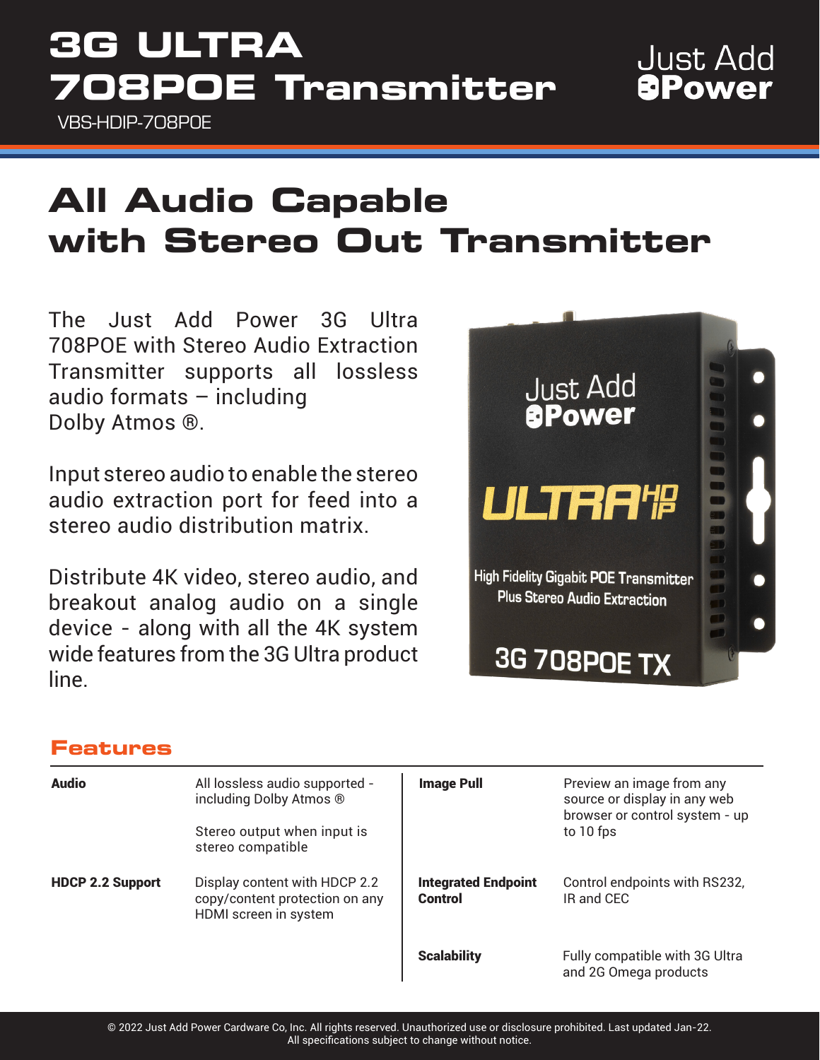# 3G ULTRA 708POE Transmitter

Just Add Power

VBS-HDIP-708POE

## All Audio Capable with Stereo Out Transmitter

The Just Add Power 3G Ultra 708POE with Stereo Audio Extraction Transmitter supports all lossless audio formats – including Dolby Atmos ®.

Input stereo audio to enable the stereo audio extraction port for feed into a stereo audio distribution matrix.

Distribute 4K video, stereo audio, and breakout analog audio on a single device - along with all the 4K system wide features from the 3G Ultra product line.

## Features

| | | | |
|---|---|---|---|
| **Audio** | All lossless audio supported - including Dolby Atmos ®<br><br>Stereo output when input is stereo compatible | **Image Pull** | Preview an image from any source or display in any web browser or control system - up to 10 fps |
| **HDCP 2.2 Support** | Display content with HDCP 2.2 copy/content protection on any HDMI screen in system | **Integrated Endpoint Control** | Control endpoints with RS232, IR and CEC |
| | | **Scalability** | Fully compatible with 3G Ultra and 2G Omega products |

© 2022 Just Add Power Cardware Co, Inc. All rights reserved. Unauthorized use or disclosure prohibited. Last updated Jan-22.
All specifications subject to change without notice.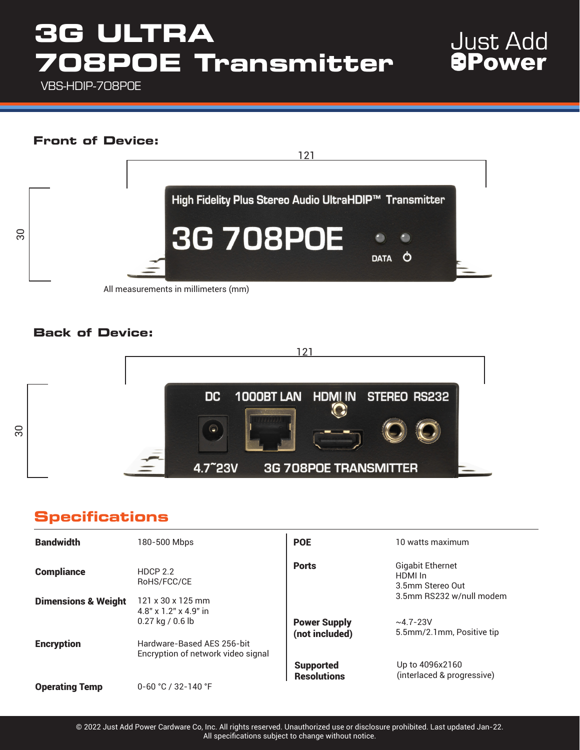# 3G ULTRA 708POE Transmitter

VBS-HDIP-708POE

Just Add Power

### Front of Device:

121

30

High Fidelity Plus Stereo Audio UltraHDIP™ Transmitter

3G 708POE

DATA

All measurements in millimeters (mm)

### Back of Device:

121

30

DC 1000BT LAN HDMI IN STEREO RS232

4.7~23V 3G 708POE TRANSMITTER

## Specifications

| | |
|---|---|
| **Bandwidth** | 180-500 Mbps |
| **Compliance** | HDCP 2.2<br>RoHS/FCC/CE |
| **Dimensions & Weight** | 121 x 30 x 125 mm<br>4.8" x 1.2" x 4.9" in<br>0.27 kg / 0.6 lb |
| **Encryption** | Hardware-Based AES 256-bit<br>Encryption of network video signal |
| **Operating Temp** | 0-60 °C / 32-140 °F |
| **POE** | 10 watts maximum |
| **Ports** | Gigabit Ethernet<br>HDMI In<br>3.5mm Stereo Out<br>3.5mm RS232 w/null modem |
| **Power Supply (not included)** | ~4.7-23V<br>5.5mm/2.1mm, Positive tip |
| **Supported Resolutions** | Up to 4096x2160<br>(interlaced & progressive) |

© 2022 Just Add Power Cardware Co, Inc. All rights reserved. Unauthorized use or disclosure prohibited. Last updated Jan-22.
All specifications subject to change without notice.